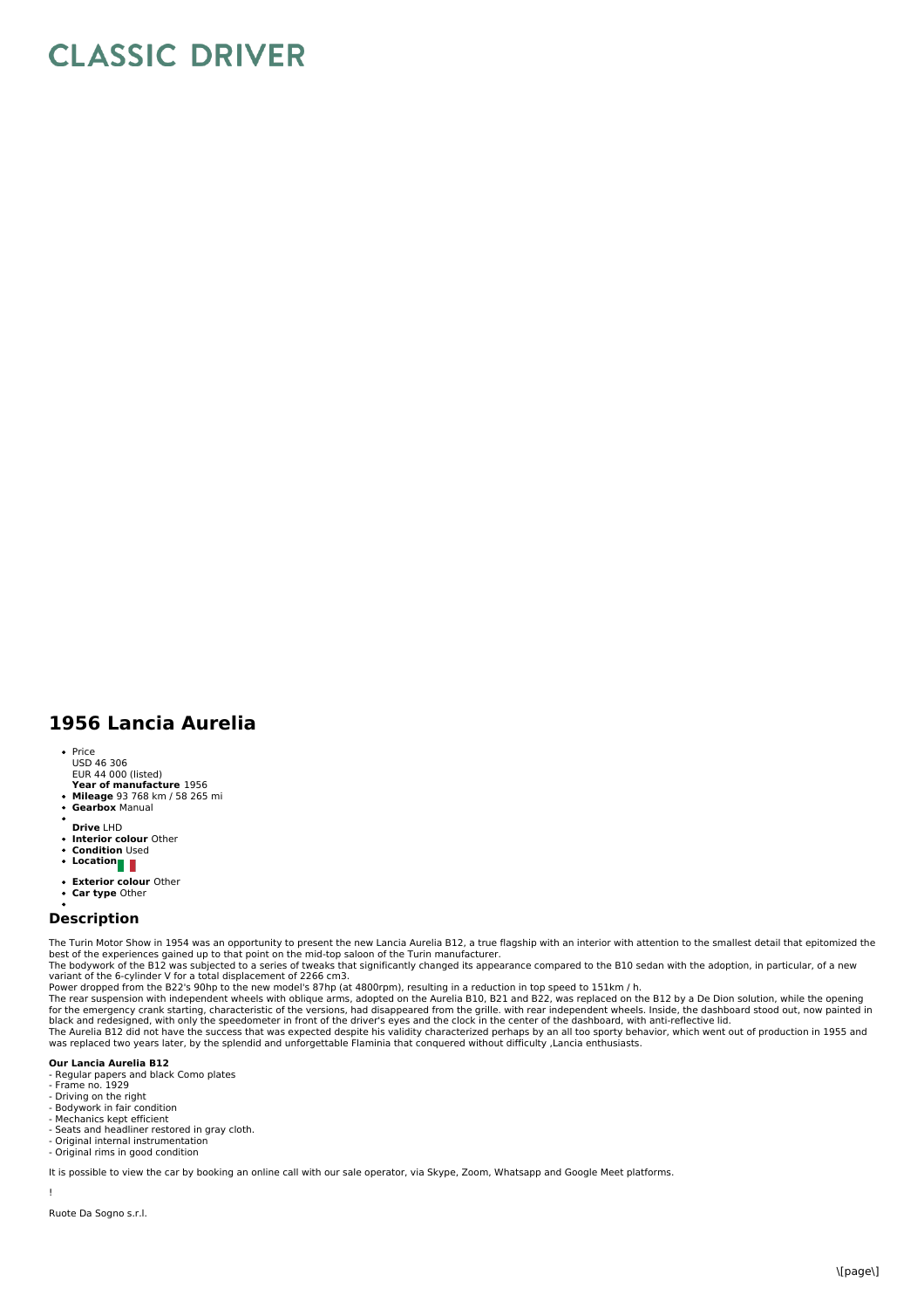# CLASSIC DRIVER

## 1956 Lancia Aurelia

- Price
  USD 46 306
  EUR 44 000 (listed)
  **Year of manufacture** 1956
- **Mileage** 93 768 km / 58 265 mi
- **Gearbox** Manual
- 
  **Drive** LHD
- **Interior colour** Other
- **Condition** Used
- **Location**
- **Exterior colour** Other
- **Car type** Other
- 

### Description

The Turin Motor Show in 1954 was an opportunity to present the new Lancia Aurelia B12, a true flagship with an interior with attention to the smallest detail that epitomized the best of the experiences gained up to that point on the mid-top saloon of the Turin manufacturer.
The bodywork of the B12 was subjected to a series of tweaks that significantly changed its appearance compared to the B10 sedan with the adoption, in particular, of a new variant of the 6-cylinder V for a total displacement of 2266 cm3.
Power dropped from the B22's 90hp to the new model's 87hp (at 4800rpm), resulting in a reduction in top speed to 151km / h.
The rear suspension with independent wheels with oblique arms, adopted on the Aurelia B10, B21 and B22, was replaced on the B12 by a De Dion solution, while the opening for the emergency crank starting, characteristic of the versions, had disappeared from the grille. with rear independent wheels. Inside, the dashboard stood out, now painted in black and redesigned, with only the speedometer in front of the driver's eyes and the clock in the center of the dashboard, with anti-reflective lid.
The Aurelia B12 did not have the success that was expected despite his validity characterized perhaps by an all too sporty behavior, which went out of production in 1955 and was replaced two years later, by the splendid and unforgettable Flaminia that conquered without difficulty ,Lancia enthusiasts.

**Our Lancia Aurelia B12**
- Regular papers and black Como plates
- Frame no. 1929
- Driving on the right
- Bodywork in fair condition
- Mechanics kept efficient
- Seats and headliner restored in gray cloth.
- Original internal instrumentation
- Original rims in good condition

It is possible to view the car by booking an online call with our sale operator, via Skype, Zoom, Whatsapp and Google Meet platforms.

!

Ruote Da Sogno s.r.l.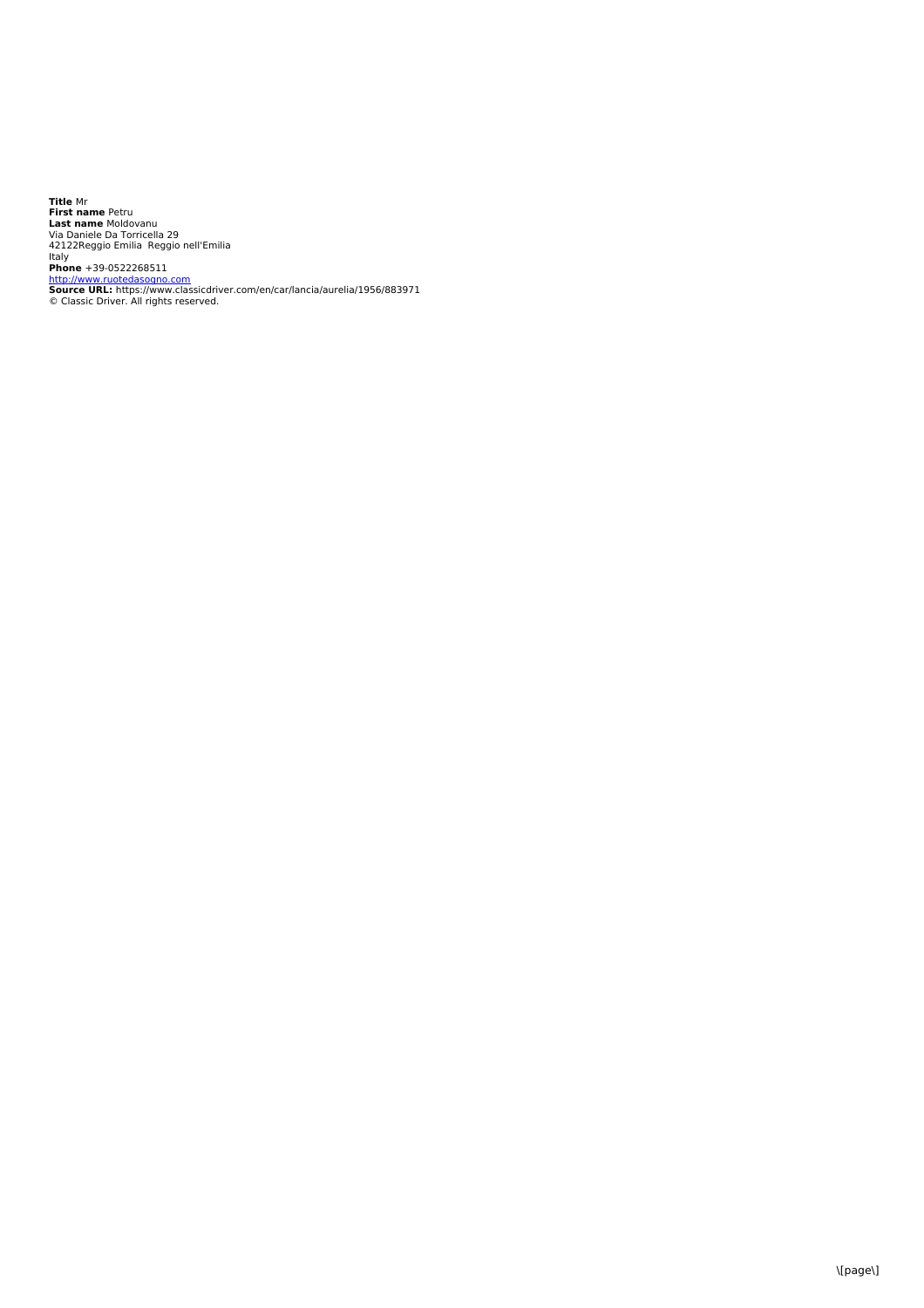**Title** Mr
**First name** Petru
**Last name** Moldovanu
Via Daniele Da Torricella 29
42122Reggio Emilia Reggio nell'Emilia
Italy
**Phone** +39-0522268511
[http://www.ruotedasogno.com](http://www.ruotedasogno.com)
**Source URL:** https://www.classicdriver.com/en/car/lancia/aurelia/1956/883971
© Classic Driver. All rights reserved.